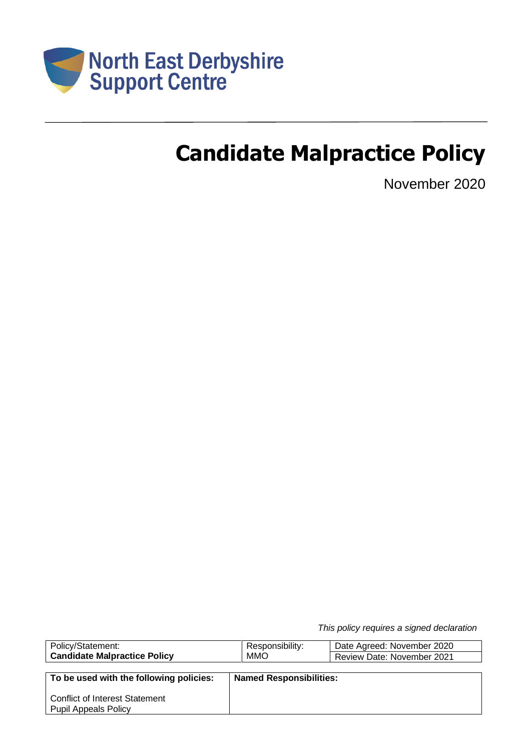North East Derbyshire Support Centre

# Candidate Malpractice Policy

November 2020

*This policy requires a signed declaration*

| Policy/Statement: **Candidate Malpractice Policy** | Responsibility: MMO | Date Agreed: November 2020<br>Review Date: November 2021 |
|---|---|---|

| **To be used with the following policies:** | **Named Responsibilities:** |
|---|---|
| Conflict of Interest Statement<br>Pupil Appeals Policy | |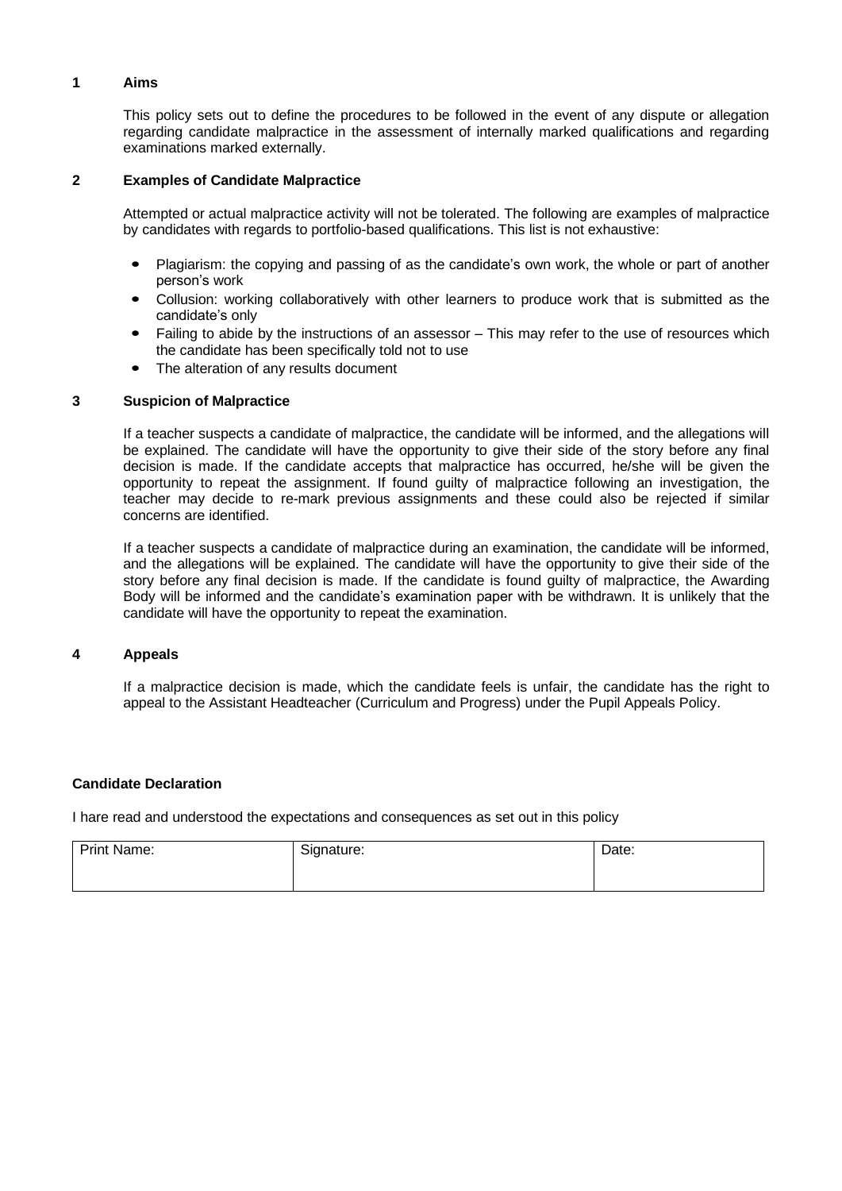## 1 Aims

This policy sets out to define the procedures to be followed in the event of any dispute or allegation regarding candidate malpractice in the assessment of internally marked qualifications and regarding examinations marked externally.

## 2 Examples of Candidate Malpractice

Attempted or actual malpractice activity will not be tolerated. The following are examples of malpractice by candidates with regards to portfolio-based qualifications. This list is not exhaustive:

- Plagiarism: the copying and passing of as the candidate's own work, the whole or part of another person's work
- Collusion: working collaboratively with other learners to produce work that is submitted as the candidate's only
- Failing to abide by the instructions of an assessor – This may refer to the use of resources which the candidate has been specifically told not to use
- The alteration of any results document

## 3 Suspicion of Malpractice

If a teacher suspects a candidate of malpractice, the candidate will be informed, and the allegations will be explained. The candidate will have the opportunity to give their side of the story before any final decision is made. If the candidate accepts that malpractice has occurred, he/she will be given the opportunity to repeat the assignment. If found guilty of malpractice following an investigation, the teacher may decide to re-mark previous assignments and these could also be rejected if similar concerns are identified.

If a teacher suspects a candidate of malpractice during an examination, the candidate will be informed, and the allegations will be explained. The candidate will have the opportunity to give their side of the story before any final decision is made. If the candidate is found guilty of malpractice, the Awarding Body will be informed and the candidate's examination paper with be withdrawn. It is unlikely that the candidate will have the opportunity to repeat the examination.

## 4 Appeals

If a malpractice decision is made, which the candidate feels is unfair, the candidate has the right to appeal to the Assistant Headteacher (Curriculum and Progress) under the Pupil Appeals Policy.

**Candidate Declaration**

I hare read and understood the expectations and consequences as set out in this policy

| Print Name: | Signature: | Date: |
|---|---|---|
| | | |